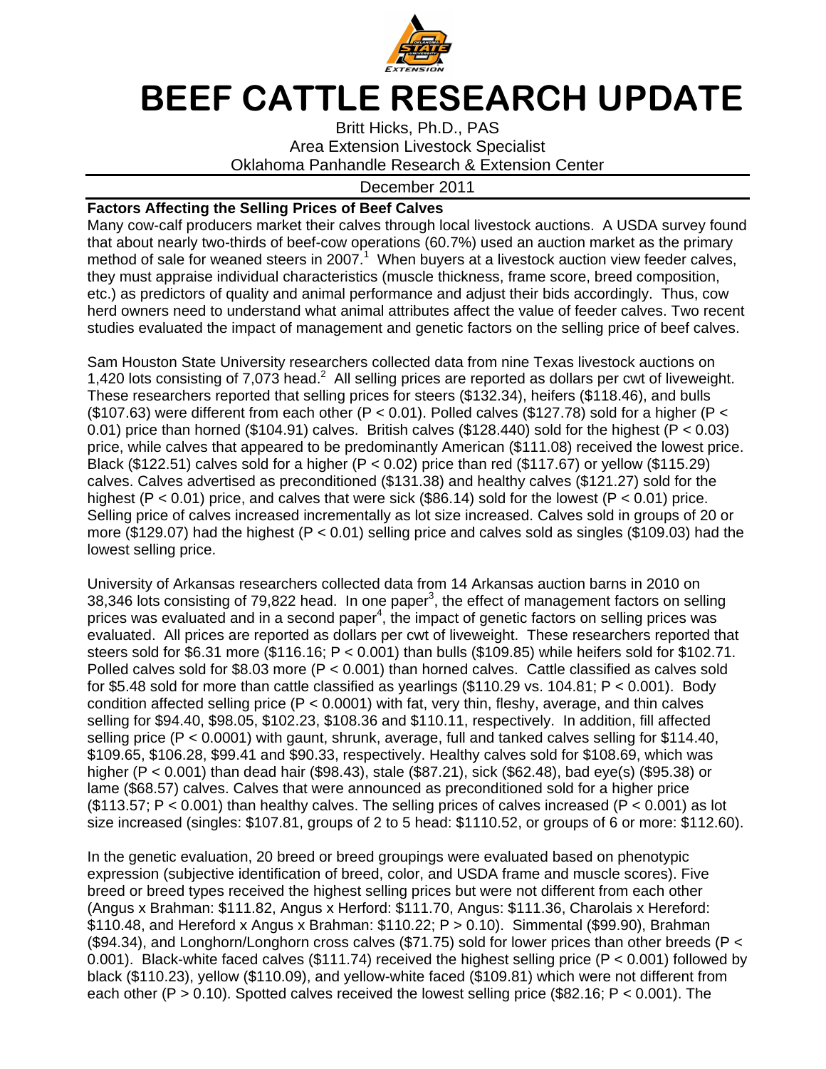# BEEF CATTLE RESEARCH UPDATE

Britt Hicks, Ph.D., PAS
Area Extension Livestock Specialist
Oklahoma Panhandle Research & Extension Center

December 2011

**Factors Affecting the Selling Prices of Beef Calves**

Many cow-calf producers market their calves through local livestock auctions. A USDA survey found that about nearly two-thirds of beef-cow operations (60.7%) used an auction market as the primary method of sale for weaned steers in 2007.[1] When buyers at a livestock auction view feeder calves, they must appraise individual characteristics (muscle thickness, frame score, breed composition, etc.) as predictors of quality and animal performance and adjust their bids accordingly. Thus, cow herd owners need to understand what animal attributes affect the value of feeder calves. Two recent studies evaluated the impact of management and genetic factors on the selling price of beef calves.

Sam Houston State University researchers collected data from nine Texas livestock auctions on 1,420 lots consisting of 7,073 head.[2] All selling prices are reported as dollars per cwt of liveweight. These researchers reported that selling prices for steers ($132.34), heifers ($118.46), and bulls ($107.63) were different from each other ($P < 0.01$). Polled calves ($127.78) sold for a higher ($P < 0.01$) price than horned ($104.91) calves. British calves ($128.440) sold for the highest ($P < 0.03$) price, while calves that appeared to be predominantly American ($111.08) received the lowest price. Black ($122.51) calves sold for a higher ($P < 0.02$) price than red ($117.67) or yellow ($115.29) calves. Calves advertised as preconditioned ($131.38) and healthy calves ($121.27) sold for the highest ($P < 0.01$) price, and calves that were sick ($86.14) sold for the lowest ($P < 0.01$) price. Selling price of calves increased incrementally as lot size increased. Calves sold in groups of 20 or more ($129.07) had the highest ($P < 0.01$) selling price and calves sold as singles ($109.03) had the lowest selling price.

University of Arkansas researchers collected data from 14 Arkansas auction barns in 2010 on 38,346 lots consisting of 79,822 head. In one paper[3], the effect of management factors on selling prices was evaluated and in a second paper[4], the impact of genetic factors on selling prices was evaluated. All prices are reported as dollars per cwt of liveweight. These researchers reported that steers sold for $6.31 more ($116.16; $P < 0.001$) than bulls ($109.85) while heifers sold for $102.71. Polled calves sold for $8.03 more ($P < 0.001$) than horned calves. Cattle classified as calves sold for $5.48 sold for more than cattle classified as yearlings ($110.29 vs. 104.81; $P < 0.001$). Body condition affected selling price ($P < 0.0001$) with fat, very thin, fleshy, average, and thin calves selling for $94.40, $98.05, $102.23, $108.36 and $110.11, respectively. In addition, fill affected selling price ($P < 0.0001$) with gaunt, shrunk, average, full and tanked calves selling for $114.40, $109.65, $106.28, $99.41 and $90.33, respectively. Healthy calves sold for $108.69, which was higher ($P < 0.001$) than dead hair ($98.43), stale ($87.21), sick ($62.48), bad eye(s) ($95.38) or lame ($68.57) calves. Calves that were announced as preconditioned sold for a higher price ($113.57; $P < 0.001$) than healthy calves. The selling prices of calves increased ($P < 0.001$) as lot size increased (singles: $107.81, groups of 2 to 5 head: $1110.52, or groups of 6 or more: $112.60).

In the genetic evaluation, 20 breed or breed groupings were evaluated based on phenotypic expression (subjective identification of breed, color, and USDA frame and muscle scores). Five breed or breed types received the highest selling prices but were not different from each other (Angus x Brahman: $111.82, Angus x Herford: $111.70, Angus: $111.36, Charolais x Hereford: $110.48, and Hereford x Angus x Brahman: $110.22; $P > 0.10$). Simmental ($99.90), Brahman ($94.34), and Longhorn/Longhorn cross calves ($71.75) sold for lower prices than other breeds ($P < 0.001$). Black-white faced calves ($111.74) received the highest selling price ($P < 0.001$) followed by black ($110.23), yellow ($110.09), and yellow-white faced ($109.81) which were not different from each other ($P > 0.10$). Spotted calves received the lowest selling price ($82.16; $P < 0.001$). The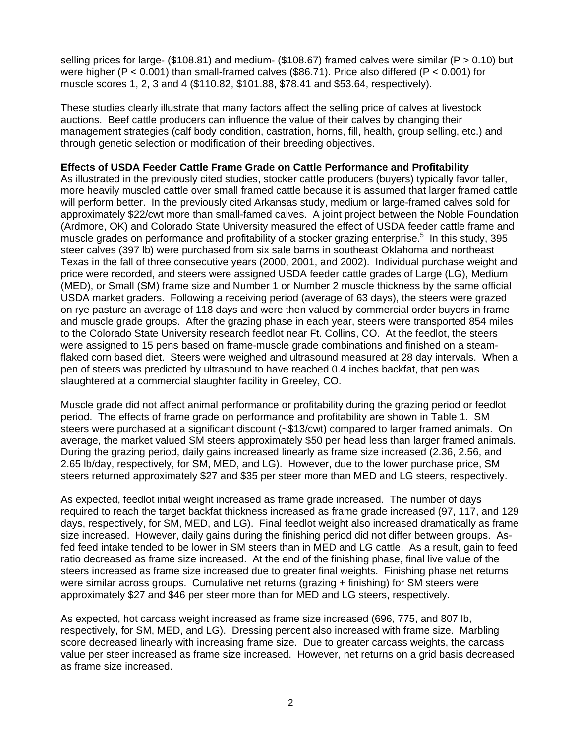selling prices for large- ($108.81) and medium- ($108.67) framed calves were similar ($P > 0.10$) but were higher ($P < 0.001$) than small-framed calves ($86.71). Price also differed ($P < 0.001$) for muscle scores 1, 2, 3 and 4 ($110.82, $101.88, $78.41 and $53.64, respectively).

These studies clearly illustrate that many factors affect the selling price of calves at livestock auctions. Beef cattle producers can influence the value of their calves by changing their management strategies (calf body condition, castration, horns, fill, health, group selling, etc.) and through genetic selection or modification of their breeding objectives.

**Effects of USDA Feeder Cattle Frame Grade on Cattle Performance and Profitability**

As illustrated in the previously cited studies, stocker cattle producers (buyers) typically favor taller, more heavily muscled cattle over small framed cattle because it is assumed that larger framed cattle will perform better. In the previously cited Arkansas study, medium or large-framed calves sold for approximately $22/cwt more than small-famed calves. A joint project between the Noble Foundation (Ardmore, OK) and Colorado State University measured the effect of USDA feeder cattle frame and muscle grades on performance and profitability of a stocker grazing enterprise.[5] In this study, 395 steer calves (397 lb) were purchased from six sale barns in southeast Oklahoma and northeast Texas in the fall of three consecutive years (2000, 2001, and 2002). Individual purchase weight and price were recorded, and steers were assigned USDA feeder cattle grades of Large (LG), Medium (MED), or Small (SM) frame size and Number 1 or Number 2 muscle thickness by the same official USDA market graders. Following a receiving period (average of 63 days), the steers were grazed on rye pasture an average of 118 days and were then valued by commercial order buyers in frame and muscle grade groups. After the grazing phase in each year, steers were transported 854 miles to the Colorado State University research feedlot near Ft. Collins, CO. At the feedlot, the steers were assigned to 15 pens based on frame-muscle grade combinations and finished on a steam-flaked corn based diet. Steers were weighed and ultrasound measured at 28 day intervals. When a pen of steers was predicted by ultrasound to have reached 0.4 inches backfat, that pen was slaughtered at a commercial slaughter facility in Greeley, CO.

Muscle grade did not affect animal performance or profitability during the grazing period or feedlot period. The effects of frame grade on performance and profitability are shown in Table 1. SM steers were purchased at a significant discount (~$13/cwt) compared to larger framed animals. On average, the market valued SM steers approximately $50 per head less than larger framed animals. During the grazing period, daily gains increased linearly as frame size increased (2.36, 2.56, and 2.65 lb/day, respectively, for SM, MED, and LG). However, due to the lower purchase price, SM steers returned approximately $27 and $35 per steer more than MED and LG steers, respectively.

As expected, feedlot initial weight increased as frame grade increased. The number of days required to reach the target backfat thickness increased as frame grade increased (97, 117, and 129 days, respectively, for SM, MED, and LG). Final feedlot weight also increased dramatically as frame size increased. However, daily gains during the finishing period did not differ between groups. As-fed feed intake tended to be lower in SM steers than in MED and LG cattle. As a result, gain to feed ratio decreased as frame size increased. At the end of the finishing phase, final live value of the steers increased as frame size increased due to greater final weights. Finishing phase net returns were similar across groups. Cumulative net returns (grazing + finishing) for SM steers were approximately $27 and $46 per steer more than for MED and LG steers, respectively.

As expected, hot carcass weight increased as frame size increased (696, 775, and 807 lb, respectively, for SM, MED, and LG). Dressing percent also increased with frame size. Marbling score decreased linearly with increasing frame size. Due to greater carcass weights, the carcass value per steer increased as frame size increased. However, net returns on a grid basis decreased as frame size increased.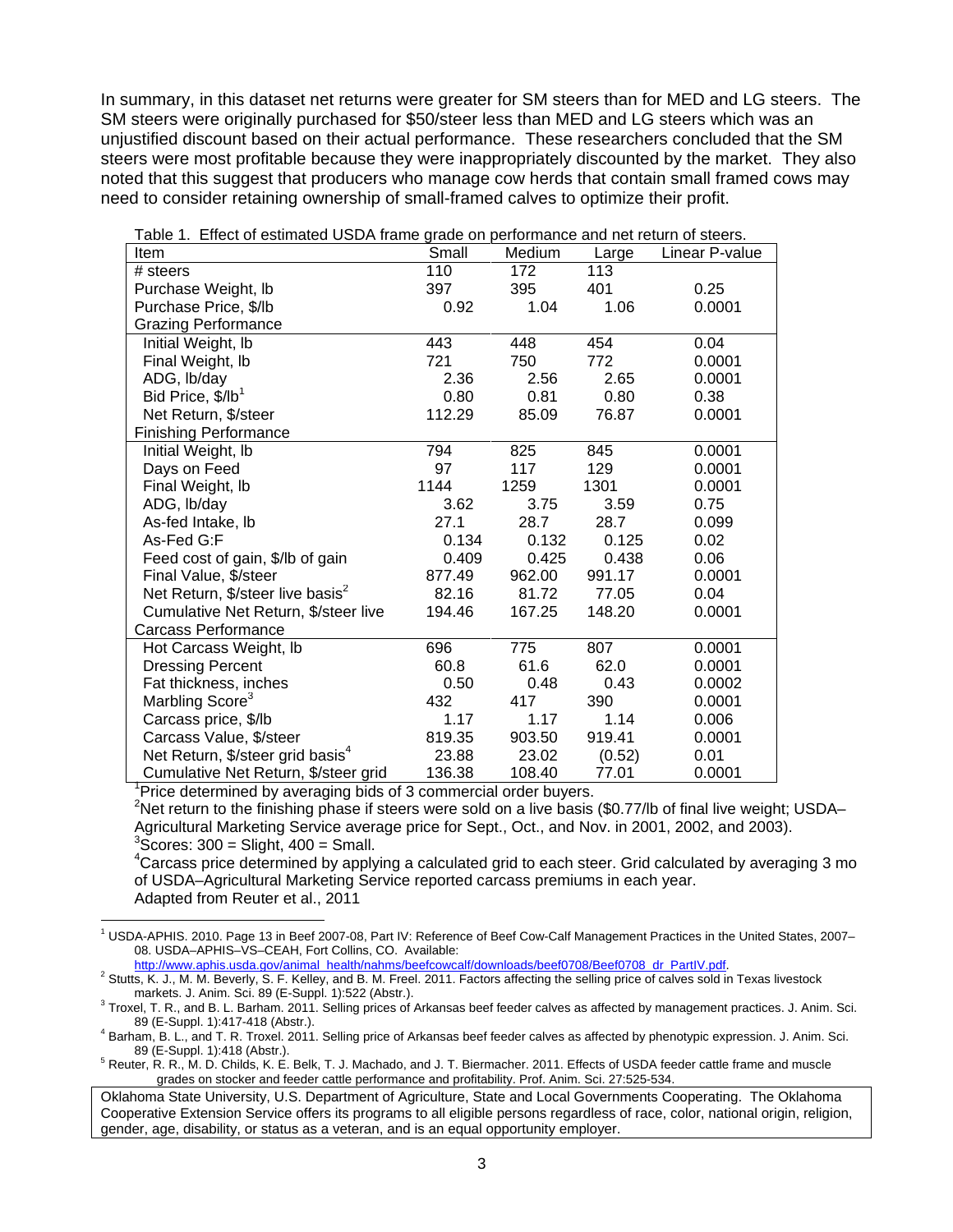In summary, in this dataset net returns were greater for SM steers than for MED and LG steers. The SM steers were originally purchased for $50/steer less than MED and LG steers which was an unjustified discount based on their actual performance. These researchers concluded that the SM steers were most profitable because they were inappropriately discounted by the market. They also noted that this suggest that producers who manage cow herds that contain small framed cows may need to consider retaining ownership of small-framed calves to optimize their profit.

Table 1. Effect of estimated USDA frame grade on performance and net return of steers.

| Item | Small | Medium | Large | Linear P-value |
|---|---|---|---|---|
| # steers | 110 | 172 | 113 | |
| Purchase Weight, lb | 397 | 395 | 401 | 0.25 |
| Purchase Price, $/lb | 0.92 | 1.04 | 1.06 | 0.0001 |
| Grazing Performance | | | | |
| Initial Weight, lb | 443 | 448 | 454 | 0.04 |
| Final Weight, lb | 721 | 750 | 772 | 0.0001 |
| ADG, lb/day | 2.36 | 2.56 | 2.65 | 0.0001 |
| Bid Price, $/lb[1] | 0.80 | 0.81 | 0.80 | 0.38 |
| Net Return, $/steer | 112.29 | 85.09 | 76.87 | 0.0001 |
| Finishing Performance | | | | |
| Initial Weight, lb | 794 | 825 | 845 | 0.0001 |
| Days on Feed | 97 | 117 | 129 | 0.0001 |
| Final Weight, lb | 1144 | 1259 | 1301 | 0.0001 |
| ADG, lb/day | 3.62 | 3.75 | 3.59 | 0.75 |
| As-fed Intake, lb | 27.1 | 28.7 | 28.7 | 0.099 |
| As-Fed G:F | 0.134 | 0.132 | 0.125 | 0.02 |
| Feed cost of gain, $/lb of gain | 0.409 | 0.425 | 0.438 | 0.06 |
| Final Value, $/steer | 877.49 | 962.00 | 991.17 | 0.0001 |
| Net Return, $/steer live basis[2] | 82.16 | 81.72 | 77.05 | 0.04 |
| Cumulative Net Return, $/steer live | 194.46 | 167.25 | 148.20 | 0.0001 |
| Carcass Performance | | | | |
| Hot Carcass Weight, lb | 696 | 775 | 807 | 0.0001 |
| Dressing Percent | 60.8 | 61.6 | 62.0 | 0.0001 |
| Fat thickness, inches | 0.50 | 0.48 | 0.43 | 0.0002 |
| Marbling Score[3] | 432 | 417 | 390 | 0.0001 |
| Carcass price, $/lb | 1.17 | 1.17 | 1.14 | 0.006 |
| Carcass Value, $/steer | 819.35 | 903.50 | 919.41 | 0.0001 |
| Net Return, $/steer grid basis[4] | 23.88 | 23.02 | (0.52) | 0.01 |
| Cumulative Net Return, $/steer grid | 136.38 | 108.40 | 77.01 | 0.0001 |

[1]Price determined by averaging bids of 3 commercial order buyers.
[2]Net return to the finishing phase if steers were sold on a live basis ($0.77/lb of final live weight; USDA–Agricultural Marketing Service average price for Sept., Oct., and Nov. in 2001, 2002, and 2003).
[3]Scores: 300 = Slight, 400 = Small.
[4]Carcass price determined by applying a calculated grid to each steer. Grid calculated by averaging 3 mo of USDA–Agricultural Marketing Service reported carcass premiums in each year.
Adapted from Reuter et al., 2011

---

[1] USDA-APHIS. 2010. Page 13 in Beef 2007-08, Part IV: Reference of Beef Cow-Calf Management Practices in the United States, 2007–08. USDA–APHIS–VS–CEAH, Fort Collins, CO. Available: http://www.aphis.usda.gov/animal_health/nahms/beefcowcalf/downloads/beef0708/Beef0708_dr_PartIV.pdf.

[2] Stutts, K. J., M. M. Beverly, S. F. Kelley, and B. M. Freel. 2011. Factors affecting the selling price of calves sold in Texas livestock markets. J. Anim. Sci. 89 (E-Suppl. 1):522 (Abstr.).

[3] Troxel, T. R., and B. L. Barham. 2011. Selling prices of Arkansas beef feeder calves as affected by management practices. J. Anim. Sci. 89 (E-Suppl. 1):417-418 (Abstr.).

[4] Barham, B. L., and T. R. Troxel. 2011. Selling price of Arkansas beef feeder calves as affected by phenotypic expression. J. Anim. Sci. 89 (E-Suppl. 1):418 (Abstr.).

[5] Reuter, R. R., M. D. Childs, K. E. Belk, T. J. Machado, and J. T. Biermacher. 2011. Effects of USDA feeder cattle frame and muscle grades on stocker and feeder cattle performance and profitability. Prof. Anim. Sci. 27:525-534.

Oklahoma State University, U.S. Department of Agriculture, State and Local Governments Cooperating. The Oklahoma Cooperative Extension Service offers its programs to all eligible persons regardless of race, color, national origin, religion, gender, age, disability, or status as a veteran, and is an equal opportunity employer.